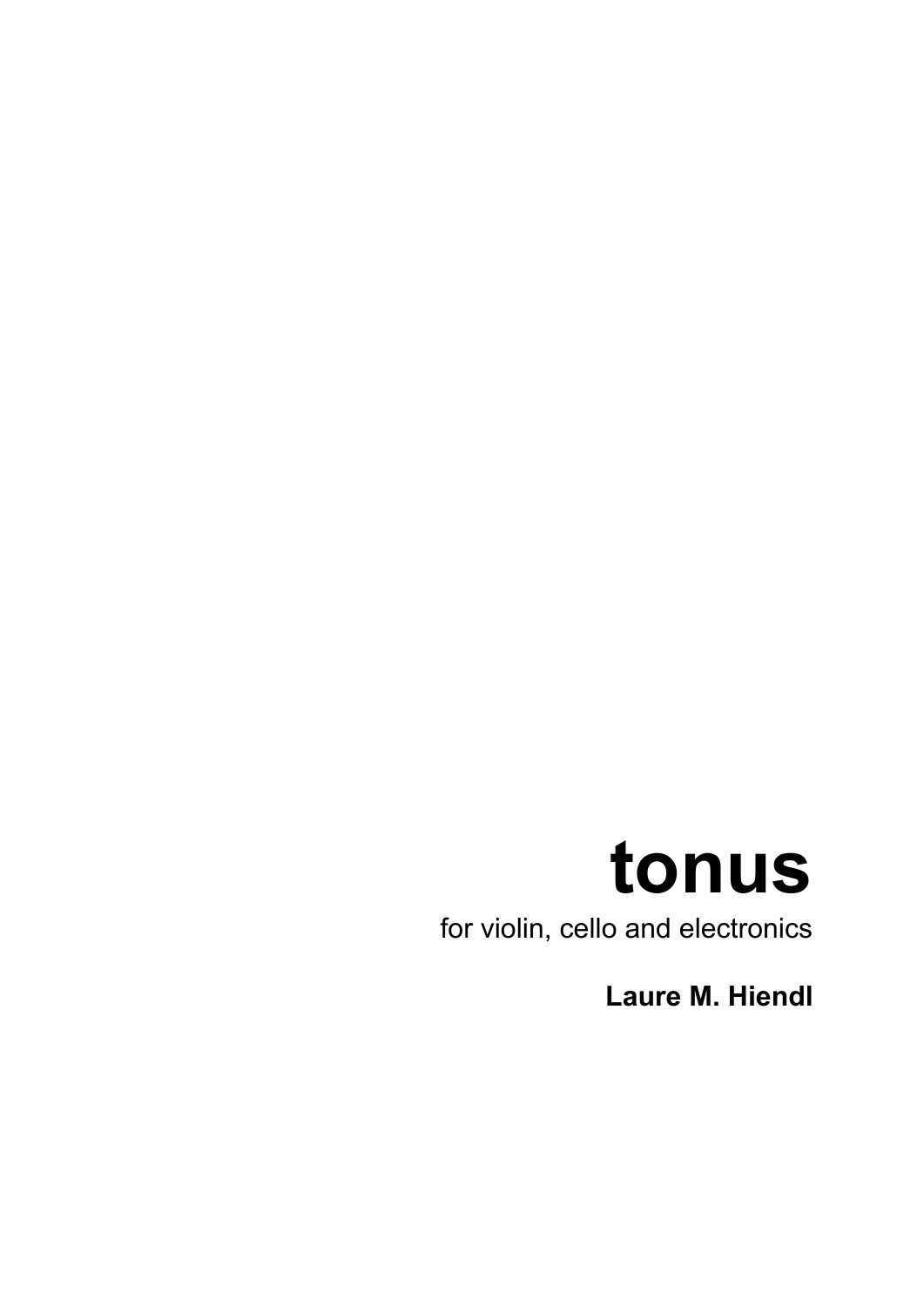# tonus

for violin, cello and electronics

**Laure M. Hiendl**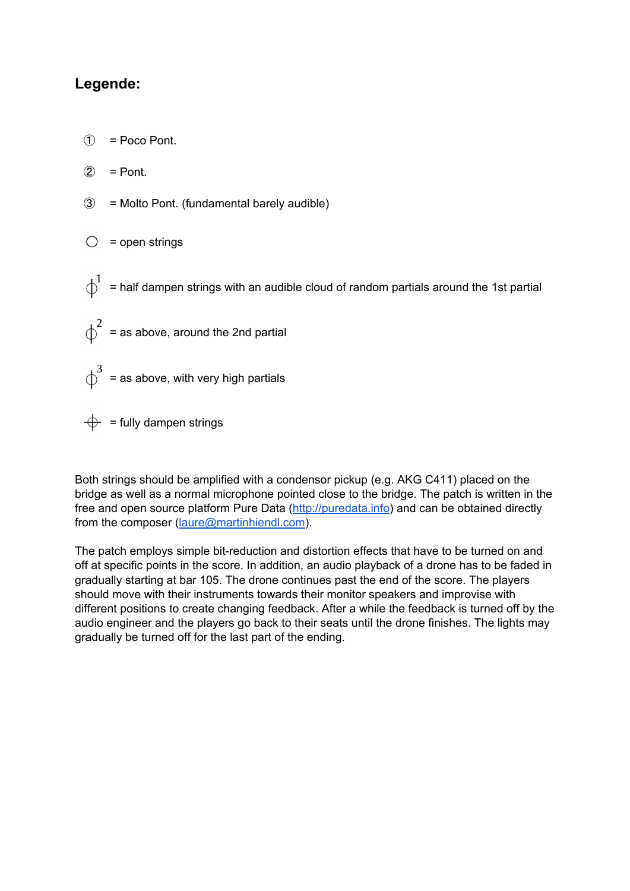## Legende:

① = Poco Pont.

② = Pont.

③ = Molto Pont. (fundamental barely audible)

○ = open strings

ɸ[1] = half dampen strings with an audible cloud of random partials around the 1st partial

ɸ[2] = as above, around the 2nd partial

ɸ[3] = as above, with very high partials

⌖ = fully dampen strings

Both strings should be amplified with a condensor pickup (e.g. AKG C411) placed on the bridge as well as a normal microphone pointed close to the bridge. The patch is written in the free and open source platform Pure Data ([http://puredata.info](http://puredata.info)) and can be obtained directly from the composer ([laure@martinhiendl.com](mailto:laure@martinhiendl.com)).

The patch employs simple bit-reduction and distortion effects that have to be turned on and off at specific points in the score. In addition, an audio playback of a drone has to be faded in gradually starting at bar 105. The drone continues past the end of the score. The players should move with their instruments towards their monitor speakers and improvise with different positions to create changing feedback. After a while the feedback is turned off by the audio engineer and the players go back to their seats until the drone finishes. The lights may gradually be turned off for the last part of the ending.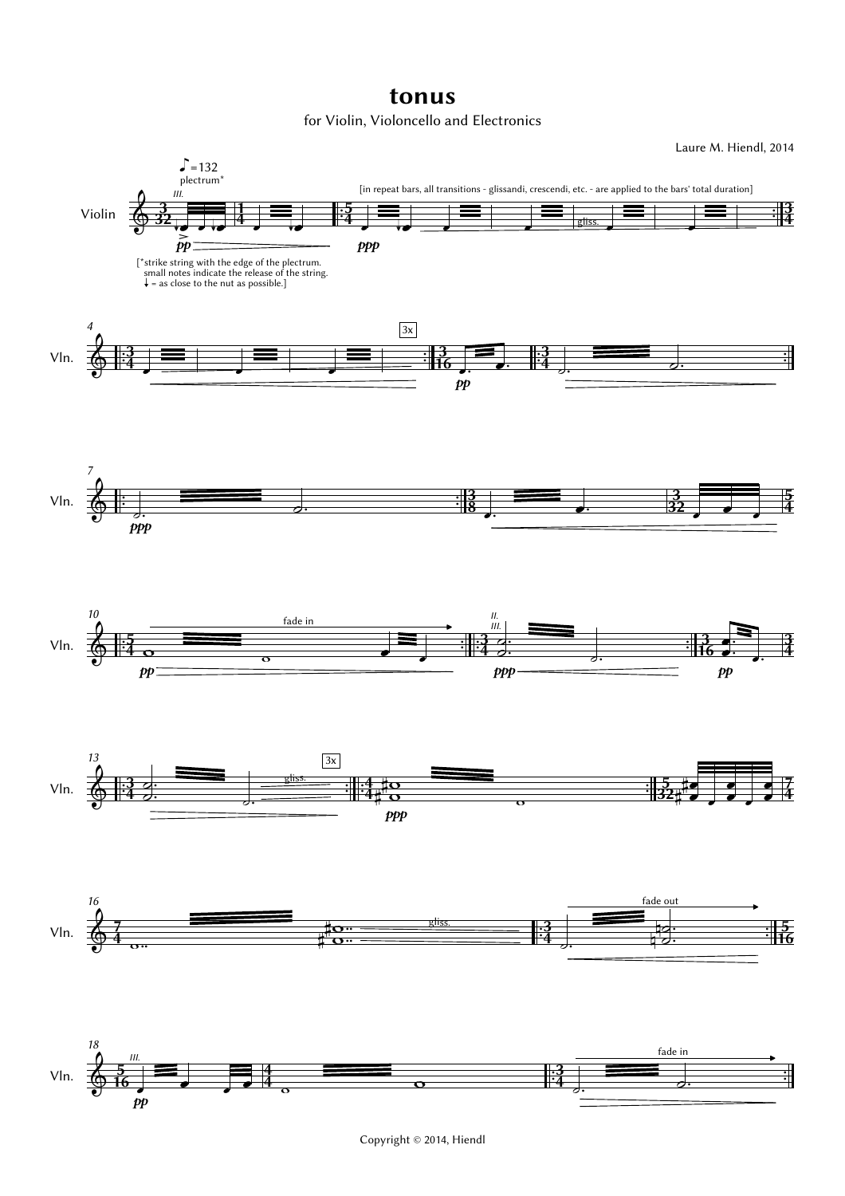# tonus

for Violin, Violoncello and Electronics

Laure M. Hiendl, 2014

♩=132

plectrum*

[in repeat bars, all transitions - glissandi, crescendi, etc. - are applied to the bars' total duration]

[*strike string with the edge of the plectrum. small notes indicate the release of the string. ↓ = as close to the nut as possible.]

Copyright © 2014, Hiendl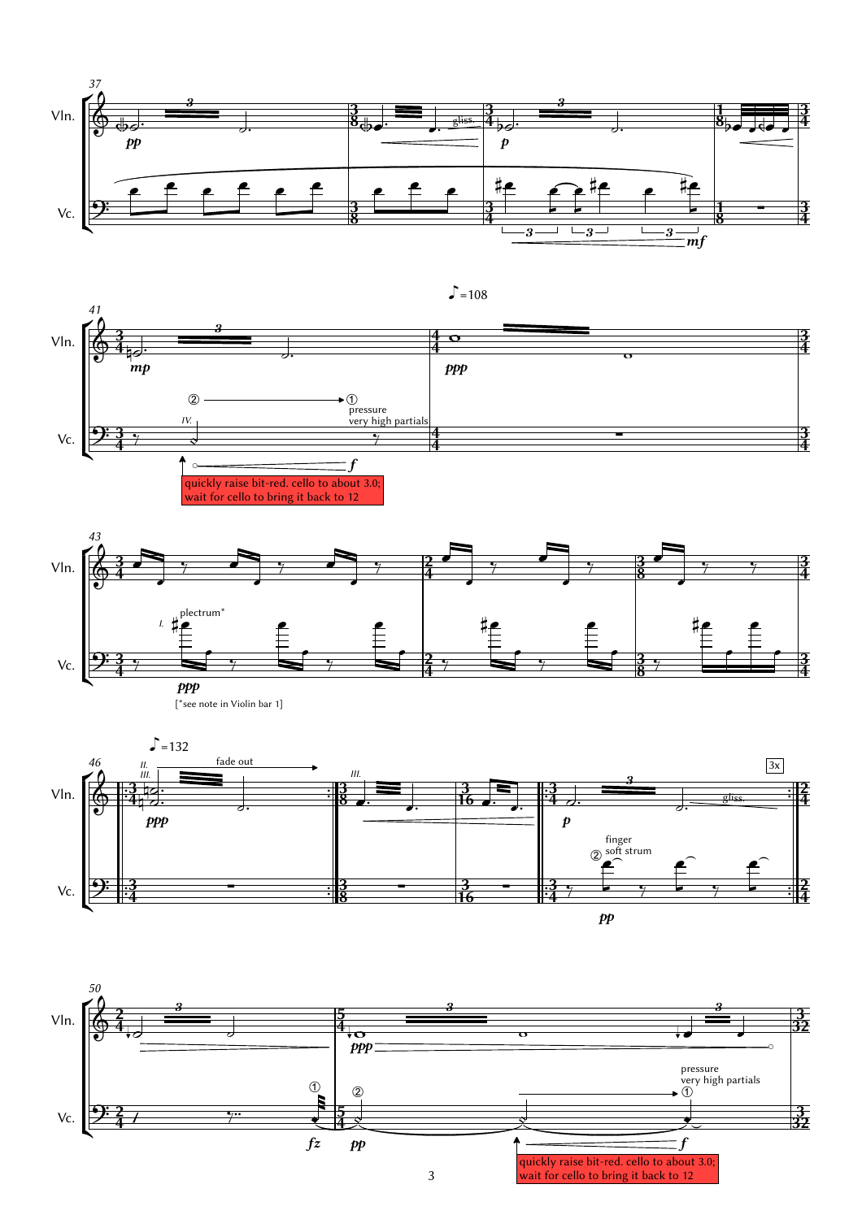37

Vln.

Vc.

gliss.

*pp* *p* *mf*

41

♪ = 108

② → ① pressure very high partials

IV.

*mp* *ppp* *f*

quickly raise bit-red. cello to about 3.0; wait for cello to bring it back to 12

43

plectrum*

I.

*ppp*

[*see note in Violin bar 1]

46

♪ = 132

II. III. fade out

III.

3x

gliss.

finger soft strum

②

*ppp* *p* *pp*

50

pressure very high partials

① ② → ①

*ppp* *fz* *pp* *f*

quickly raise bit-red. cello to about 3.0; wait for cello to bring it back to 12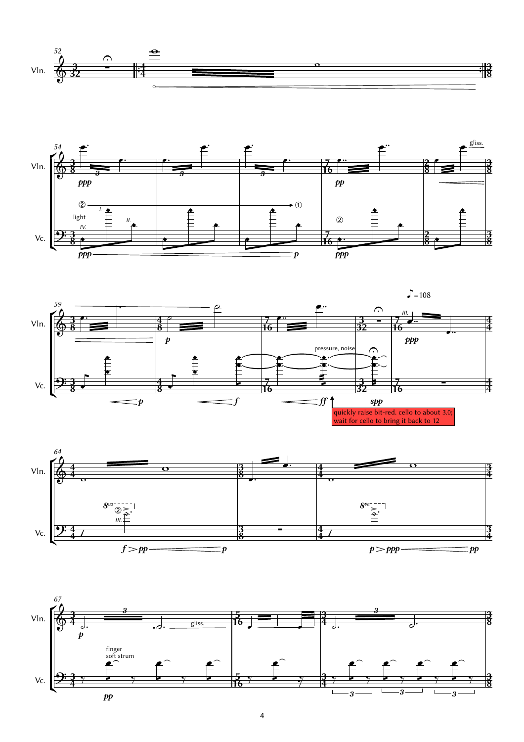Vln.

Vc.

light

pressure, noise

quickly raise bit-red. cello to about 3.0; wait for cello to bring it back to 12

finger
soft strum

gliss.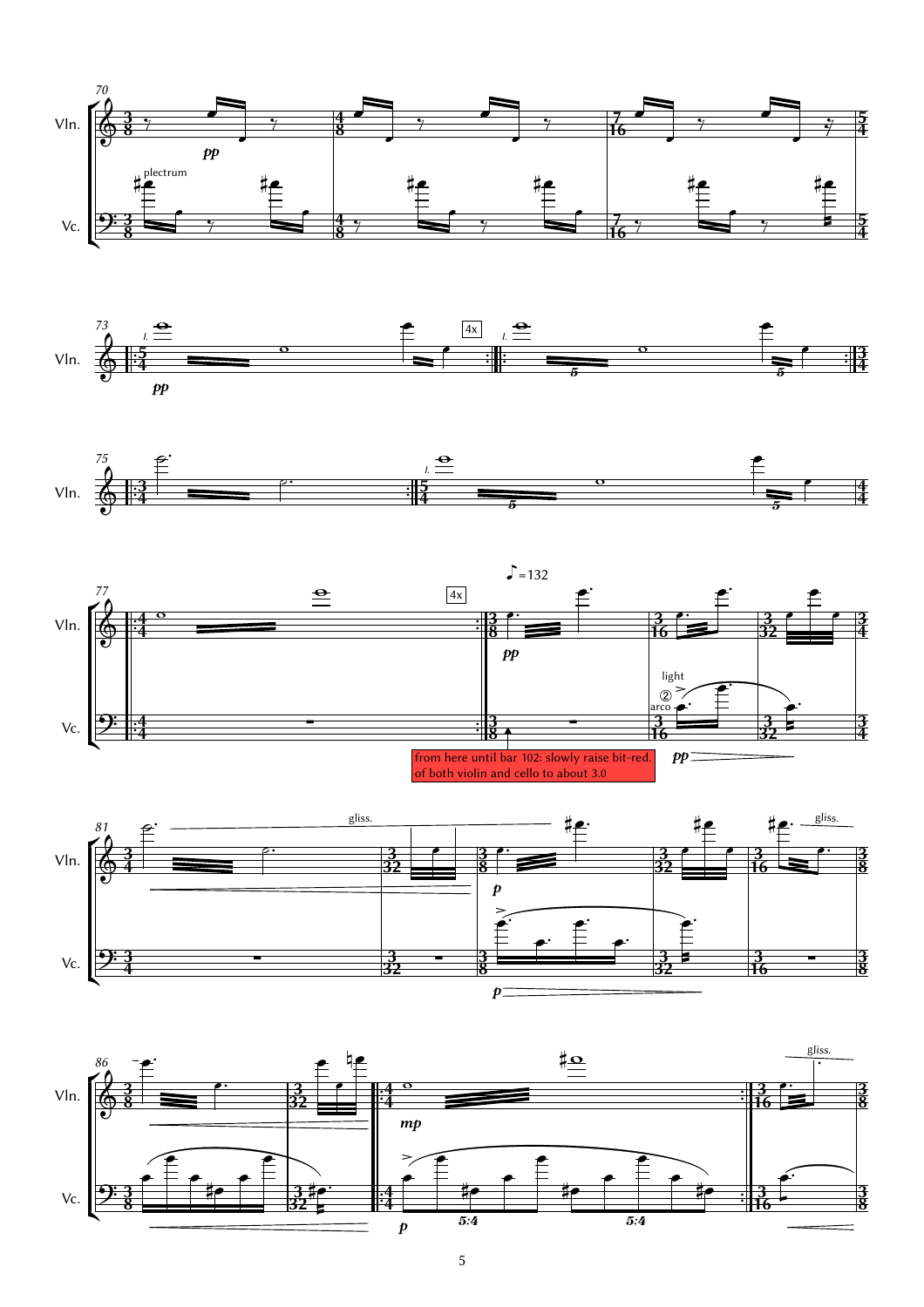from here until bar 102: slowly raise bit-red. of both violin and cello to about 3.0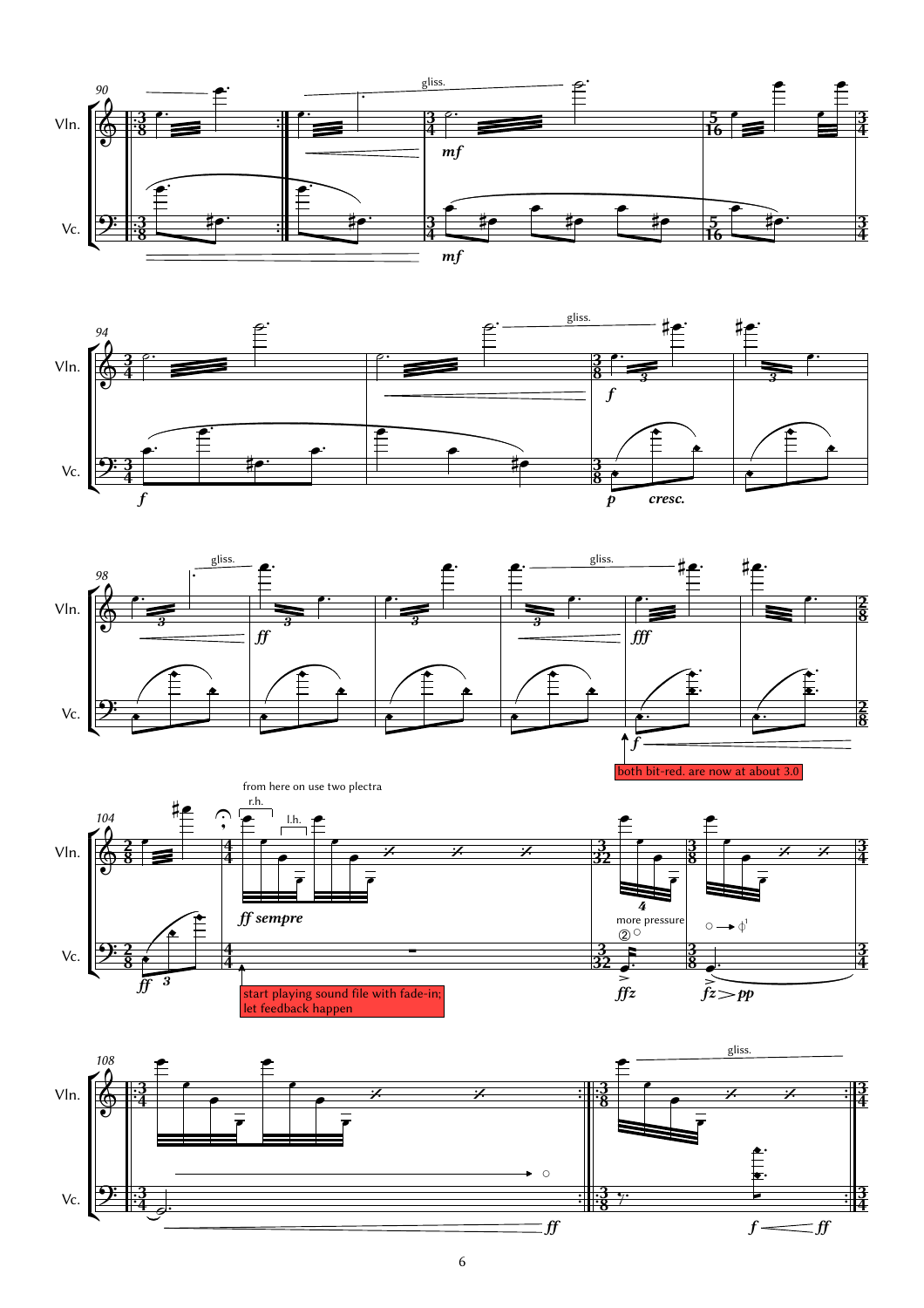from here on use two plectra

both bit-red. are now at about 3.0

start playing sound file with fade-in; let feedback happen

more pressure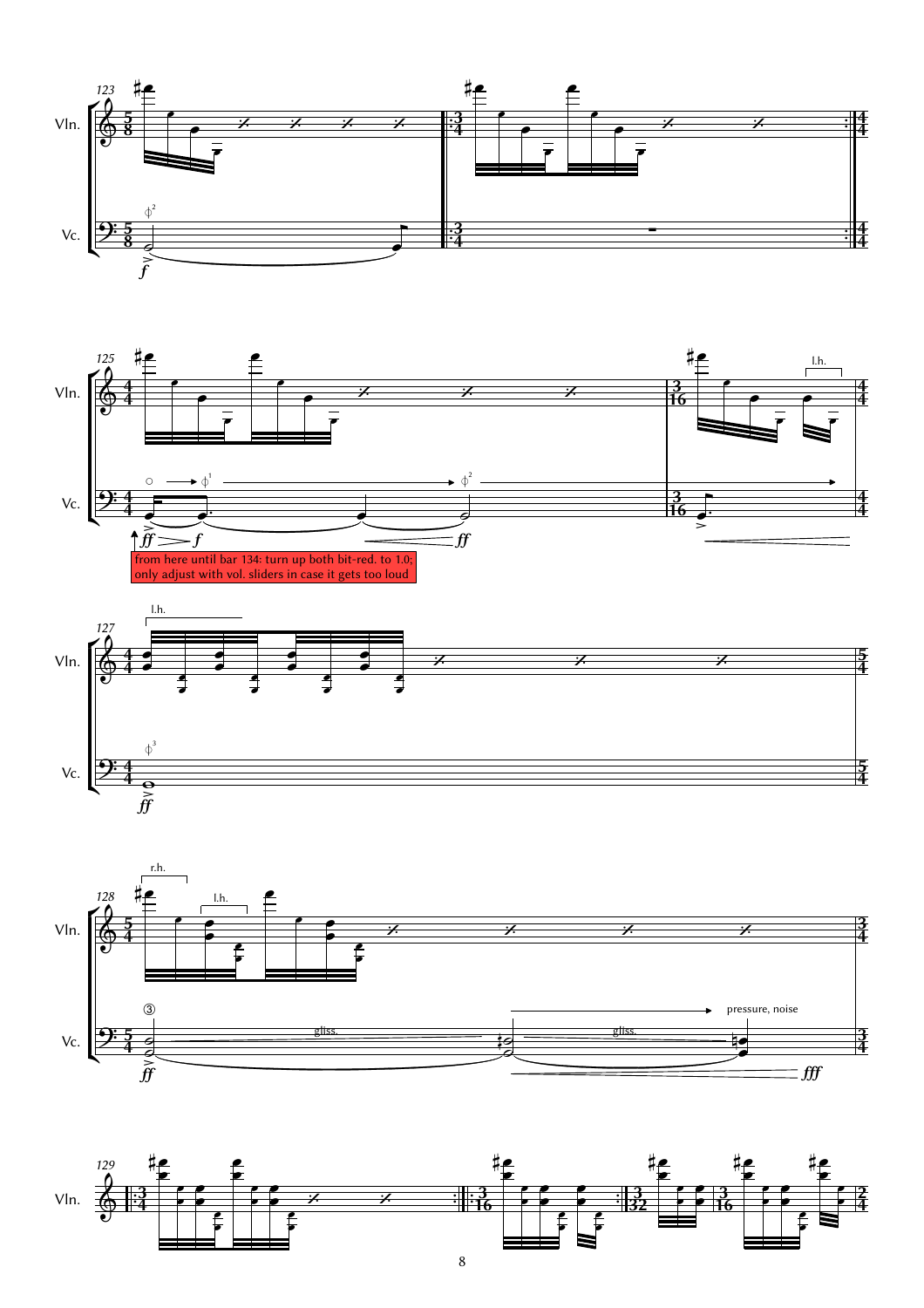from here until bar 134: turn up both bit-red. to 1.0; only adjust with vol. sliders in case it gets too loud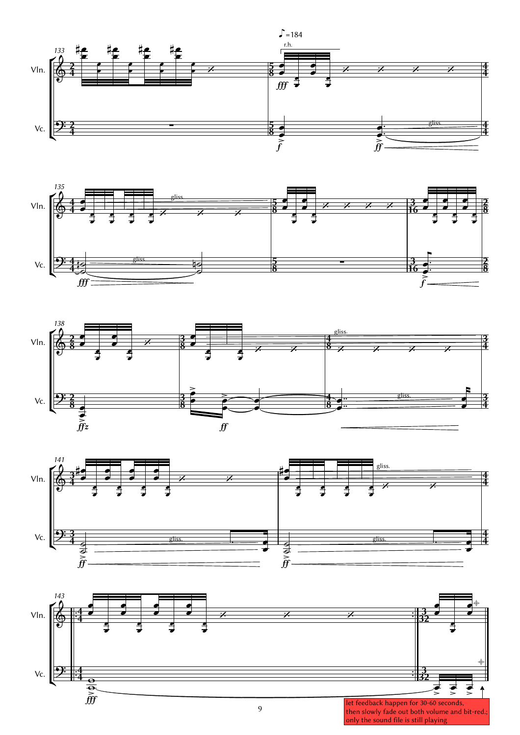let feedback happen for 30-60 seconds, then slowly fade out both volume and bit-red.; only the sound file is still playing